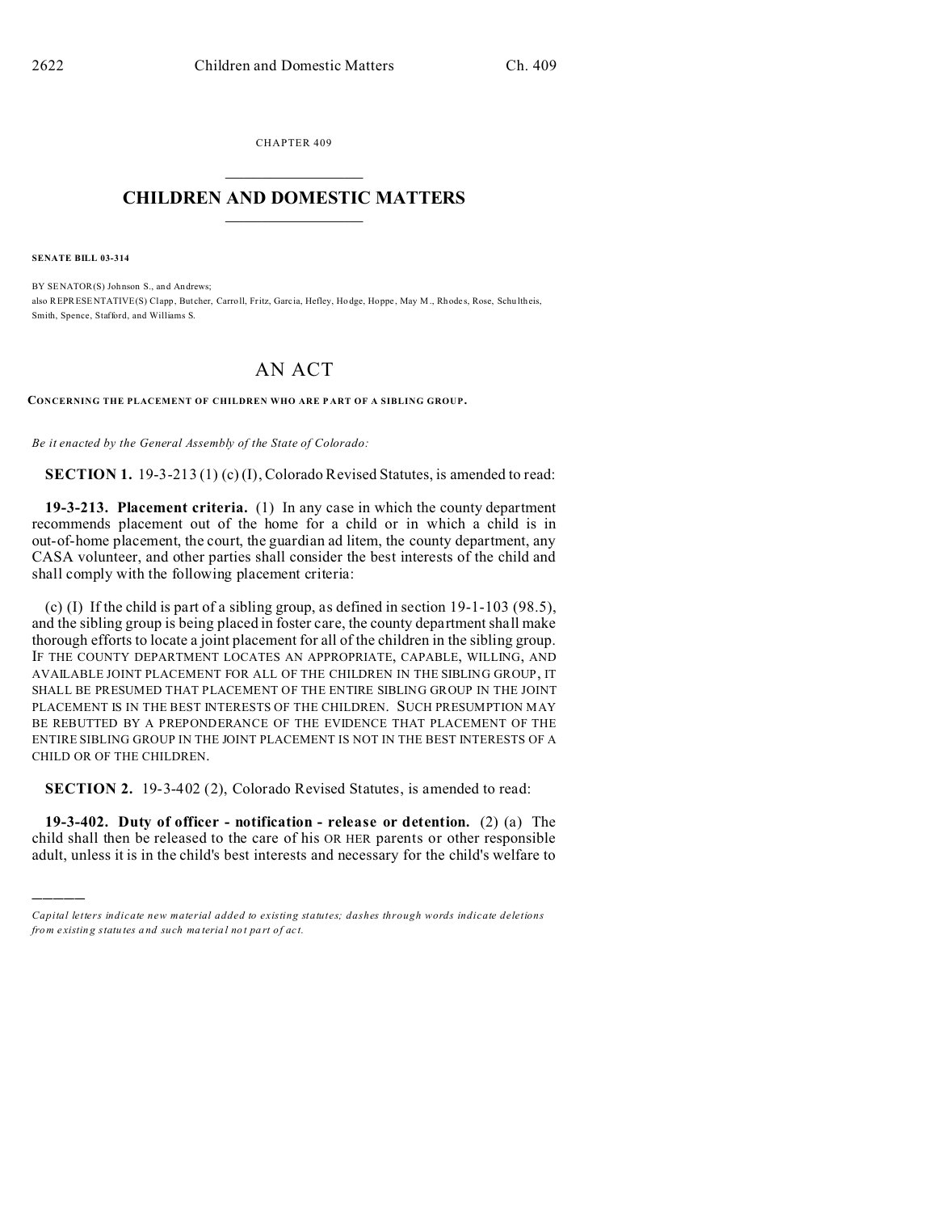CHAPTER 409

# CHILDREN AND DOMESTIC MATTERS

**SENATE BILL 03-314**

BY SENATOR(S) Johnson S., and Andrews;
also REPRESENTATIVE(S) Clapp, Butcher, Carroll, Fritz, Garcia, Hefley, Hodge, Hoppe, May M., Rhodes, Rose, Schultheis, Smith, Spence, Stafford, and Williams S.

# AN ACT

**CONCERNING THE PLACEMENT OF CHILDREN WHO ARE PART OF A SIBLING GROUP.**

*Be it enacted by the General Assembly of the State of Colorado:*

**SECTION 1.** 19-3-213 (1) (c) (I), Colorado Revised Statutes, is amended to read:

**19-3-213. Placement criteria.** (1) In any case in which the county department recommends placement out of the home for a child or in which a child is in out-of-home placement, the court, the guardian ad litem, the county department, any CASA volunteer, and other parties shall consider the best interests of the child and shall comply with the following placement criteria:

(c) (I) If the child is part of a sibling group, as defined in section 19-1-103 (98.5), and the sibling group is being placed in foster care, the county department shall make thorough efforts to locate a joint placement for all of the children in the sibling group. IF THE COUNTY DEPARTMENT LOCATES AN APPROPRIATE, CAPABLE, WILLING, AND AVAILABLE JOINT PLACEMENT FOR ALL OF THE CHILDREN IN THE SIBLING GROUP, IT SHALL BE PRESUMED THAT PLACEMENT OF THE ENTIRE SIBLING GROUP IN THE JOINT PLACEMENT IS IN THE BEST INTERESTS OF THE CHILDREN. SUCH PRESUMPTION MAY BE REBUTTED BY A PREPONDERANCE OF THE EVIDENCE THAT PLACEMENT OF THE ENTIRE SIBLING GROUP IN THE JOINT PLACEMENT IS NOT IN THE BEST INTERESTS OF A CHILD OR OF THE CHILDREN.

**SECTION 2.** 19-3-402 (2), Colorado Revised Statutes, is amended to read:

**19-3-402. Duty of officer - notification - release or detention.** (2) (a) The child shall then be released to the care of his OR HER parents or other responsible adult, unless it is in the child's best interests and necessary for the child's welfare to

---

*Capital letters indicate new material added to existing statutes; dashes through words indicate deletions from existing statutes and such material not part of act.*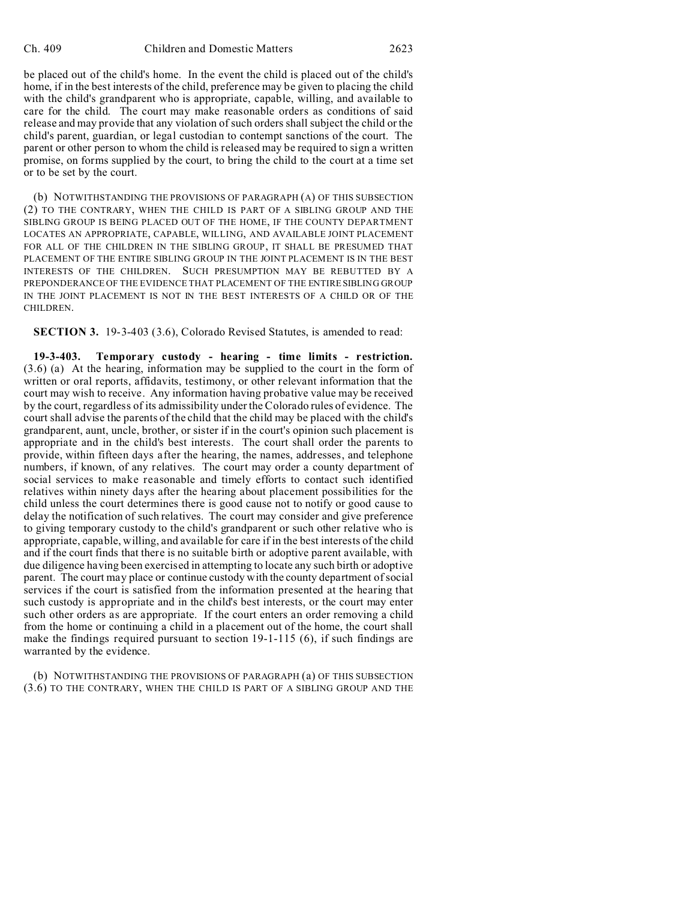be placed out of the child's home. In the event the child is placed out of the child's home, if in the best interests of the child, preference may be given to placing the child with the child's grandparent who is appropriate, capable, willing, and available to care for the child. The court may make reasonable orders as conditions of said release and may provide that any violation of such orders shall subject the child or the child's parent, guardian, or legal custodian to contempt sanctions of the court. The parent or other person to whom the child is released may be required to sign a written promise, on forms supplied by the court, to bring the child to the court at a time set or to be set by the court.

(b) NOTWITHSTANDING THE PROVISIONS OF PARAGRAPH (A) OF THIS SUBSECTION (2) TO THE CONTRARY, WHEN THE CHILD IS PART OF A SIBLING GROUP AND THE SIBLING GROUP IS BEING PLACED OUT OF THE HOME, IF THE COUNTY DEPARTMENT LOCATES AN APPROPRIATE, CAPABLE, WILLING, AND AVAILABLE JOINT PLACEMENT FOR ALL OF THE CHILDREN IN THE SIBLING GROUP, IT SHALL BE PRESUMED THAT PLACEMENT OF THE ENTIRE SIBLING GROUP IN THE JOINT PLACEMENT IS IN THE BEST INTERESTS OF THE CHILDREN. SUCH PRESUMPTION MAY BE REBUTTED BY A PREPONDERANCE OF THE EVIDENCE THAT PLACEMENT OF THE ENTIRE SIBLING GROUP IN THE JOINT PLACEMENT IS NOT IN THE BEST INTERESTS OF A CHILD OR OF THE CHILDREN.

**SECTION 3.** 19-3-403 (3.6), Colorado Revised Statutes, is amended to read:

**19-3-403. Temporary custody - hearing - time limits - restriction.** (3.6) (a) At the hearing, information may be supplied to the court in the form of written or oral reports, affidavits, testimony, or other relevant information that the court may wish to receive. Any information having probative value may be received by the court, regardless of its admissibility under the Colorado rules of evidence. The court shall advise the parents of the child that the child may be placed with the child's grandparent, aunt, uncle, brother, or sister if in the court's opinion such placement is appropriate and in the child's best interests. The court shall order the parents to provide, within fifteen days after the hearing, the names, addresses, and telephone numbers, if known, of any relatives. The court may order a county department of social services to make reasonable and timely efforts to contact such identified relatives within ninety days after the hearing about placement possibilities for the child unless the court determines there is good cause not to notify or good cause to delay the notification of such relatives. The court may consider and give preference to giving temporary custody to the child's grandparent or such other relative who is appropriate, capable, willing, and available for care if in the best interests of the child and if the court finds that there is no suitable birth or adoptive parent available, with due diligence having been exercised in attempting to locate any such birth or adoptive parent. The court may place or continue custody with the county department of social services if the court is satisfied from the information presented at the hearing that such custody is appropriate and in the child's best interests, or the court may enter such other orders as are appropriate. If the court enters an order removing a child from the home or continuing a child in a placement out of the home, the court shall make the findings required pursuant to section 19-1-115 (6), if such findings are warranted by the evidence.

(b) NOTWITHSTANDING THE PROVISIONS OF PARAGRAPH (a) OF THIS SUBSECTION (3.6) TO THE CONTRARY, WHEN THE CHILD IS PART OF A SIBLING GROUP AND THE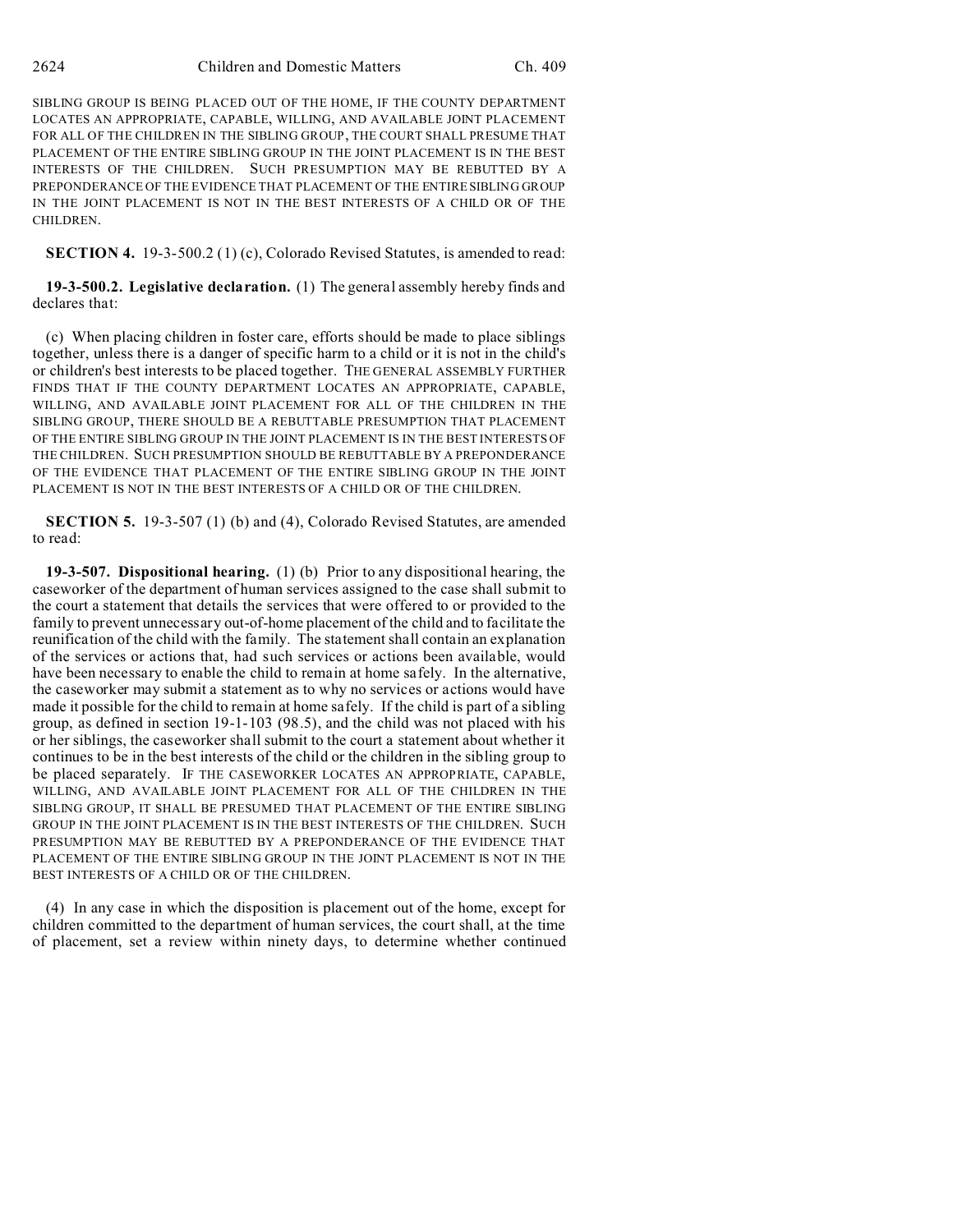SIBLING GROUP IS BEING PLACED OUT OF THE HOME, IF THE COUNTY DEPARTMENT LOCATES AN APPROPRIATE, CAPABLE, WILLING, AND AVAILABLE JOINT PLACEMENT FOR ALL OF THE CHILDREN IN THE SIBLING GROUP, THE COURT SHALL PRESUME THAT PLACEMENT OF THE ENTIRE SIBLING GROUP IN THE JOINT PLACEMENT IS IN THE BEST INTERESTS OF THE CHILDREN. SUCH PRESUMPTION MAY BE REBUTTED BY A PREPONDERANCE OF THE EVIDENCE THAT PLACEMENT OF THE ENTIRE SIBLING GROUP IN THE JOINT PLACEMENT IS NOT IN THE BEST INTERESTS OF A CHILD OR OF THE CHILDREN.

**SECTION 4.** 19-3-500.2 (1) (c), Colorado Revised Statutes, is amended to read:

**19-3-500.2. Legislative declaration.** (1) The general assembly hereby finds and declares that:

(c) When placing children in foster care, efforts should be made to place siblings together, unless there is a danger of specific harm to a child or it is not in the child's or children's best interests to be placed together. THE GENERAL ASSEMBLY FURTHER FINDS THAT IF THE COUNTY DEPARTMENT LOCATES AN APPROPRIATE, CAPABLE, WILLING, AND AVAILABLE JOINT PLACEMENT FOR ALL OF THE CHILDREN IN THE SIBLING GROUP, THERE SHOULD BE A REBUTTABLE PRESUMPTION THAT PLACEMENT OF THE ENTIRE SIBLING GROUP IN THE JOINT PLACEMENT IS IN THE BEST INTERESTS OF THE CHILDREN. SUCH PRESUMPTION SHOULD BE REBUTTABLE BY A PREPONDERANCE OF THE EVIDENCE THAT PLACEMENT OF THE ENTIRE SIBLING GROUP IN THE JOINT PLACEMENT IS NOT IN THE BEST INTERESTS OF A CHILD OR OF THE CHILDREN.

**SECTION 5.** 19-3-507 (1) (b) and (4), Colorado Revised Statutes, are amended to read:

**19-3-507. Dispositional hearing.** (1) (b) Prior to any dispositional hearing, the caseworker of the department of human services assigned to the case shall submit to the court a statement that details the services that were offered to or provided to the family to prevent unnecessary out-of-home placement of the child and to facilitate the reunification of the child with the family. The statement shall contain an explanation of the services or actions that, had such services or actions been available, would have been necessary to enable the child to remain at home safely. In the alternative, the caseworker may submit a statement as to why no services or actions would have made it possible for the child to remain at home safely. If the child is part of a sibling group, as defined in section 19-1-103 (98.5), and the child was not placed with his or her siblings, the caseworker shall submit to the court a statement about whether it continues to be in the best interests of the child or the children in the sibling group to be placed separately. IF THE CASEWORKER LOCATES AN APPROPRIATE, CAPABLE, WILLING, AND AVAILABLE JOINT PLACEMENT FOR ALL OF THE CHILDREN IN THE SIBLING GROUP, IT SHALL BE PRESUMED THAT PLACEMENT OF THE ENTIRE SIBLING GROUP IN THE JOINT PLACEMENT IS IN THE BEST INTERESTS OF THE CHILDREN. SUCH PRESUMPTION MAY BE REBUTTED BY A PREPONDERANCE OF THE EVIDENCE THAT PLACEMENT OF THE ENTIRE SIBLING GROUP IN THE JOINT PLACEMENT IS NOT IN THE BEST INTERESTS OF A CHILD OR OF THE CHILDREN.

(4) In any case in which the disposition is placement out of the home, except for children committed to the department of human services, the court shall, at the time of placement, set a review within ninety days, to determine whether continued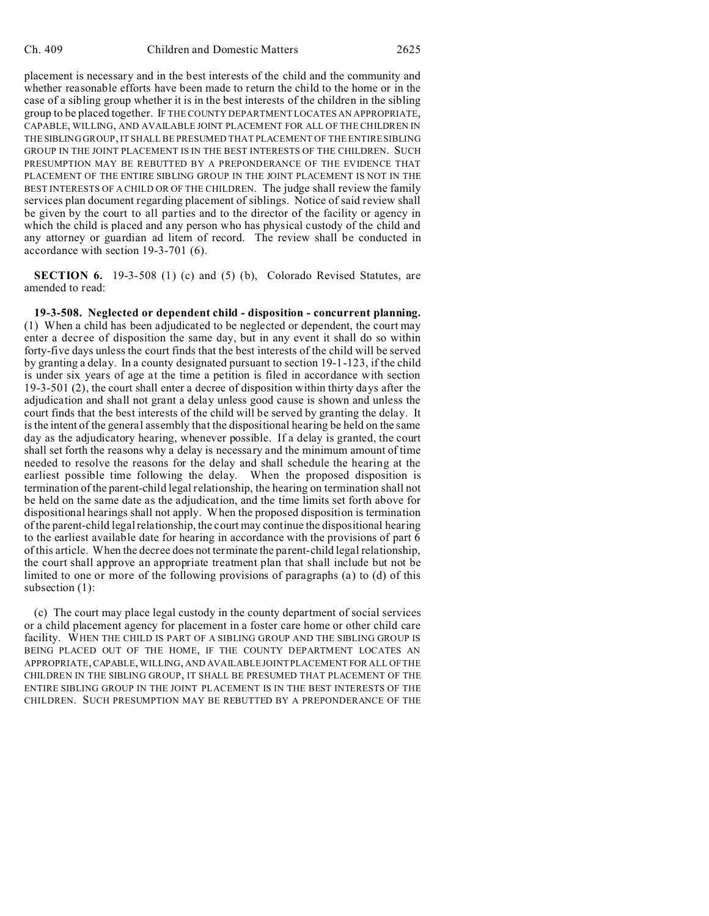placement is necessary and in the best interests of the child and the community and whether reasonable efforts have been made to return the child to the home or in the case of a sibling group whether it is in the best interests of the children in the sibling group to be placed together. IF THE COUNTY DEPARTMENT LOCATES AN APPROPRIATE, CAPABLE, WILLING, AND AVAILABLE JOINT PLACEMENT FOR ALL OF THE CHILDREN IN THE SIBLING GROUP, IT SHALL BE PRESUMED THAT PLACEMENT OF THE ENTIRE SIBLING GROUP IN THE JOINT PLACEMENT IS IN THE BEST INTERESTS OF THE CHILDREN. SUCH PRESUMPTION MAY BE REBUTTED BY A PREPONDERANCE OF THE EVIDENCE THAT PLACEMENT OF THE ENTIRE SIBLING GROUP IN THE JOINT PLACEMENT IS NOT IN THE BEST INTERESTS OF A CHILD OR OF THE CHILDREN. The judge shall review the family services plan document regarding placement of siblings. Notice of said review shall be given by the court to all parties and to the director of the facility or agency in which the child is placed and any person who has physical custody of the child and any attorney or guardian ad litem of record. The review shall be conducted in accordance with section 19-3-701 (6).

**SECTION 6.** 19-3-508 (1) (c) and (5) (b), Colorado Revised Statutes, are amended to read:

**19-3-508. Neglected or dependent child - disposition - concurrent planning.** (1) When a child has been adjudicated to be neglected or dependent, the court may enter a decree of disposition the same day, but in any event it shall do so within forty-five days unless the court finds that the best interests of the child will be served by granting a delay. In a county designated pursuant to section 19-1-123, if the child is under six years of age at the time a petition is filed in accordance with section 19-3-501 (2), the court shall enter a decree of disposition within thirty days after the adjudication and shall not grant a delay unless good cause is shown and unless the court finds that the best interests of the child will be served by granting the delay. It is the intent of the general assembly that the dispositional hearing be held on the same day as the adjudicatory hearing, whenever possible. If a delay is granted, the court shall set forth the reasons why a delay is necessary and the minimum amount of time needed to resolve the reasons for the delay and shall schedule the hearing at the earliest possible time following the delay. When the proposed disposition is termination of the parent-child legal relationship, the hearing on termination shall not be held on the same date as the adjudication, and the time limits set forth above for dispositional hearings shall not apply. When the proposed disposition is termination of the parent-child legal relationship, the court may continue the dispositional hearing to the earliest available date for hearing in accordance with the provisions of part 6 of this article. When the decree does not terminate the parent-child legal relationship, the court shall approve an appropriate treatment plan that shall include but not be limited to one or more of the following provisions of paragraphs (a) to (d) of this subsection (1):

(c) The court may place legal custody in the county department of social services or a child placement agency for placement in a foster care home or other child care facility. WHEN THE CHILD IS PART OF A SIBLING GROUP AND THE SIBLING GROUP IS BEING PLACED OUT OF THE HOME, IF THE COUNTY DEPARTMENT LOCATES AN APPROPRIATE, CAPABLE, WILLING, AND AVAILABLE JOINT PLACEMENT FOR ALL OF THE CHILDREN IN THE SIBLING GROUP, IT SHALL BE PRESUMED THAT PLACEMENT OF THE ENTIRE SIBLING GROUP IN THE JOINT PLACEMENT IS IN THE BEST INTERESTS OF THE CHILDREN. SUCH PRESUMPTION MAY BE REBUTTED BY A PREPONDERANCE OF THE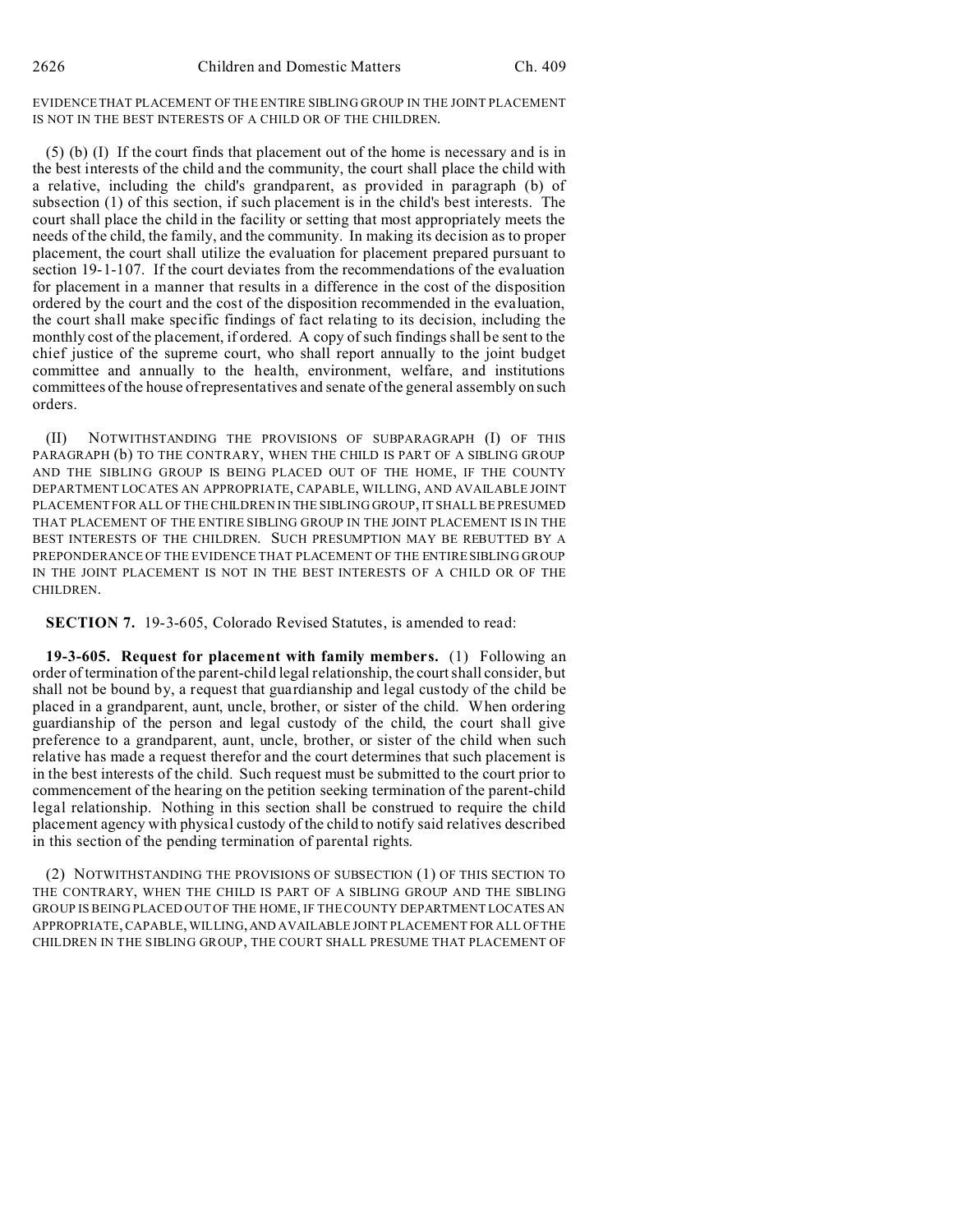EVIDENCE THAT PLACEMENT OF THE ENTIRE SIBLING GROUP IN THE JOINT PLACEMENT IS NOT IN THE BEST INTERESTS OF A CHILD OR OF THE CHILDREN.

(5) (b) (I) If the court finds that placement out of the home is necessary and is in the best interests of the child and the community, the court shall place the child with a relative, including the child's grandparent, as provided in paragraph (b) of subsection (1) of this section, if such placement is in the child's best interests. The court shall place the child in the facility or setting that most appropriately meets the needs of the child, the family, and the community. In making its decision as to proper placement, the court shall utilize the evaluation for placement prepared pursuant to section 19-1-107. If the court deviates from the recommendations of the evaluation for placement in a manner that results in a difference in the cost of the disposition ordered by the court and the cost of the disposition recommended in the evaluation, the court shall make specific findings of fact relating to its decision, including the monthly cost of the placement, if ordered. A copy of such findings shall be sent to the chief justice of the supreme court, who shall report annually to the joint budget committee and annually to the health, environment, welfare, and institutions committees of the house of representatives and senate of the general assembly on such orders.

(II) NOTWITHSTANDING THE PROVISIONS OF SUBPARAGRAPH (I) OF THIS PARAGRAPH (b) TO THE CONTRARY, WHEN THE CHILD IS PART OF A SIBLING GROUP AND THE SIBLING GROUP IS BEING PLACED OUT OF THE HOME, IF THE COUNTY DEPARTMENT LOCATES AN APPROPRIATE, CAPABLE, WILLING, AND AVAILABLE JOINT PLACEMENT FOR ALL OF THE CHILDREN IN THE SIBLING GROUP, IT SHALL BE PRESUMED THAT PLACEMENT OF THE ENTIRE SIBLING GROUP IN THE JOINT PLACEMENT IS IN THE BEST INTERESTS OF THE CHILDREN. SUCH PRESUMPTION MAY BE REBUTTED BY A PREPONDERANCE OF THE EVIDENCE THAT PLACEMENT OF THE ENTIRE SIBLING GROUP IN THE JOINT PLACEMENT IS NOT IN THE BEST INTERESTS OF A CHILD OR OF THE CHILDREN.

**SECTION 7.** 19-3-605, Colorado Revised Statutes, is amended to read:

**19-3-605. Request for placement with family members.** (1) Following an order of termination of the parent-child legal relationship, the court shall consider, but shall not be bound by, a request that guardianship and legal custody of the child be placed in a grandparent, aunt, uncle, brother, or sister of the child. When ordering guardianship of the person and legal custody of the child, the court shall give preference to a grandparent, aunt, uncle, brother, or sister of the child when such relative has made a request therefor and the court determines that such placement is in the best interests of the child. Such request must be submitted to the court prior to commencement of the hearing on the petition seeking termination of the parent-child legal relationship. Nothing in this section shall be construed to require the child placement agency with physical custody of the child to notify said relatives described in this section of the pending termination of parental rights.

(2) NOTWITHSTANDING THE PROVISIONS OF SUBSECTION (1) OF THIS SECTION TO THE CONTRARY, WHEN THE CHILD IS PART OF A SIBLING GROUP AND THE SIBLING GROUP IS BEING PLACED OUT OF THE HOME, IF THE COUNTY DEPARTMENT LOCATES AN APPROPRIATE, CAPABLE, WILLING, AND AVAILABLE JOINT PLACEMENT FOR ALL OF THE CHILDREN IN THE SIBLING GROUP, THE COURT SHALL PRESUME THAT PLACEMENT OF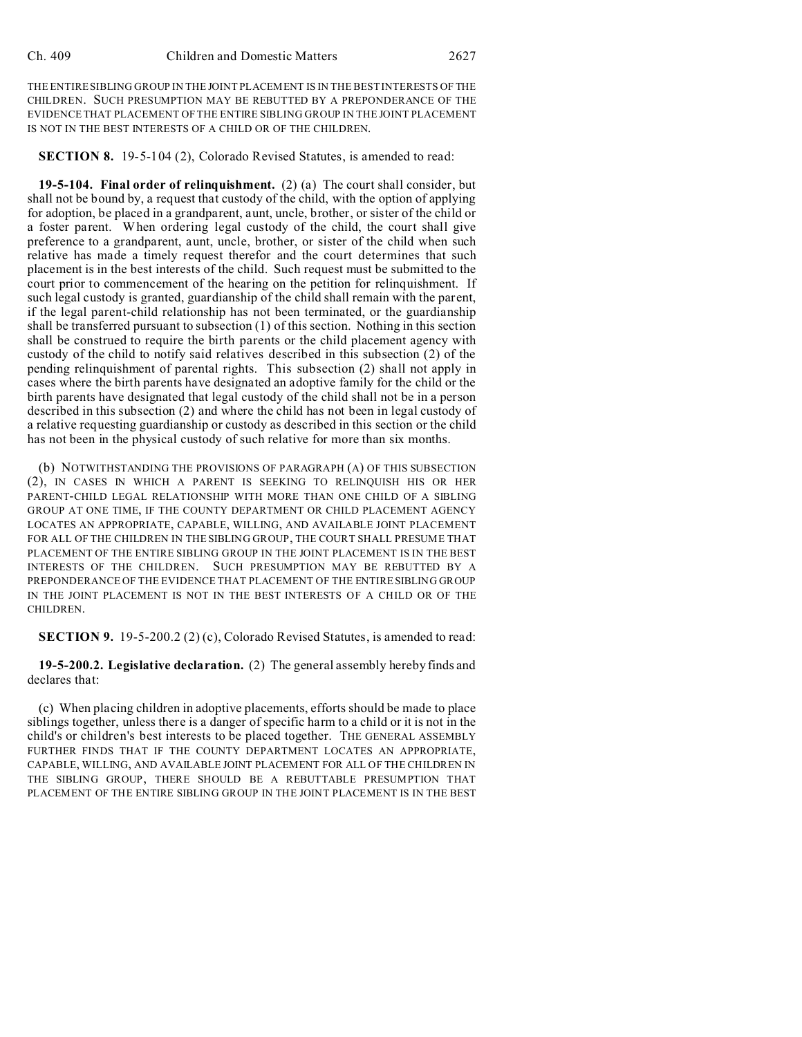THE ENTIRE SIBLING GROUP IN THE JOINT PLACEMENT IS IN THE BEST INTERESTS OF THE CHILDREN. SUCH PRESUMPTION MAY BE REBUTTED BY A PREPONDERANCE OF THE EVIDENCE THAT PLACEMENT OF THE ENTIRE SIBLING GROUP IN THE JOINT PLACEMENT IS NOT IN THE BEST INTERESTS OF A CHILD OR OF THE CHILDREN.

**SECTION 8.** 19-5-104 (2), Colorado Revised Statutes, is amended to read:

**19-5-104. Final order of relinquishment.** (2) (a) The court shall consider, but shall not be bound by, a request that custody of the child, with the option of applying for adoption, be placed in a grandparent, aunt, uncle, brother, or sister of the child or a foster parent. When ordering legal custody of the child, the court shall give preference to a grandparent, aunt, uncle, brother, or sister of the child when such relative has made a timely request therefor and the court determines that such placement is in the best interests of the child. Such request must be submitted to the court prior to commencement of the hearing on the petition for relinquishment. If such legal custody is granted, guardianship of the child shall remain with the parent, if the legal parent-child relationship has not been terminated, or the guardianship shall be transferred pursuant to subsection (1) of this section. Nothing in this section shall be construed to require the birth parents or the child placement agency with custody of the child to notify said relatives described in this subsection (2) of the pending relinquishment of parental rights. This subsection (2) shall not apply in cases where the birth parents have designated an adoptive family for the child or the birth parents have designated that legal custody of the child shall not be in a person described in this subsection (2) and where the child has not been in legal custody of a relative requesting guardianship or custody as described in this section or the child has not been in the physical custody of such relative for more than six months.

(b) NOTWITHSTANDING THE PROVISIONS OF PARAGRAPH (A) OF THIS SUBSECTION (2), IN CASES IN WHICH A PARENT IS SEEKING TO RELINQUISH HIS OR HER PARENT-CHILD LEGAL RELATIONSHIP WITH MORE THAN ONE CHILD OF A SIBLING GROUP AT ONE TIME, IF THE COUNTY DEPARTMENT OR CHILD PLACEMENT AGENCY LOCATES AN APPROPRIATE, CAPABLE, WILLING, AND AVAILABLE JOINT PLACEMENT FOR ALL OF THE CHILDREN IN THE SIBLING GROUP, THE COURT SHALL PRESUME THAT PLACEMENT OF THE ENTIRE SIBLING GROUP IN THE JOINT PLACEMENT IS IN THE BEST INTERESTS OF THE CHILDREN. SUCH PRESUMPTION MAY BE REBUTTED BY A PREPONDERANCE OF THE EVIDENCE THAT PLACEMENT OF THE ENTIRE SIBLING GROUP IN THE JOINT PLACEMENT IS NOT IN THE BEST INTERESTS OF A CHILD OR OF THE CHILDREN.

**SECTION 9.** 19-5-200.2 (2) (c), Colorado Revised Statutes, is amended to read:

**19-5-200.2. Legislative declaration.** (2) The general assembly hereby finds and declares that:

(c) When placing children in adoptive placements, efforts should be made to place siblings together, unless there is a danger of specific harm to a child or it is not in the child's or children's best interests to be placed together. THE GENERAL ASSEMBLY FURTHER FINDS THAT IF THE COUNTY DEPARTMENT LOCATES AN APPROPRIATE, CAPABLE, WILLING, AND AVAILABLE JOINT PLACEMENT FOR ALL OF THE CHILDREN IN THE SIBLING GROUP, THERE SHOULD BE A REBUTTABLE PRESUMPTION THAT PLACEMENT OF THE ENTIRE SIBLING GROUP IN THE JOINT PLACEMENT IS IN THE BEST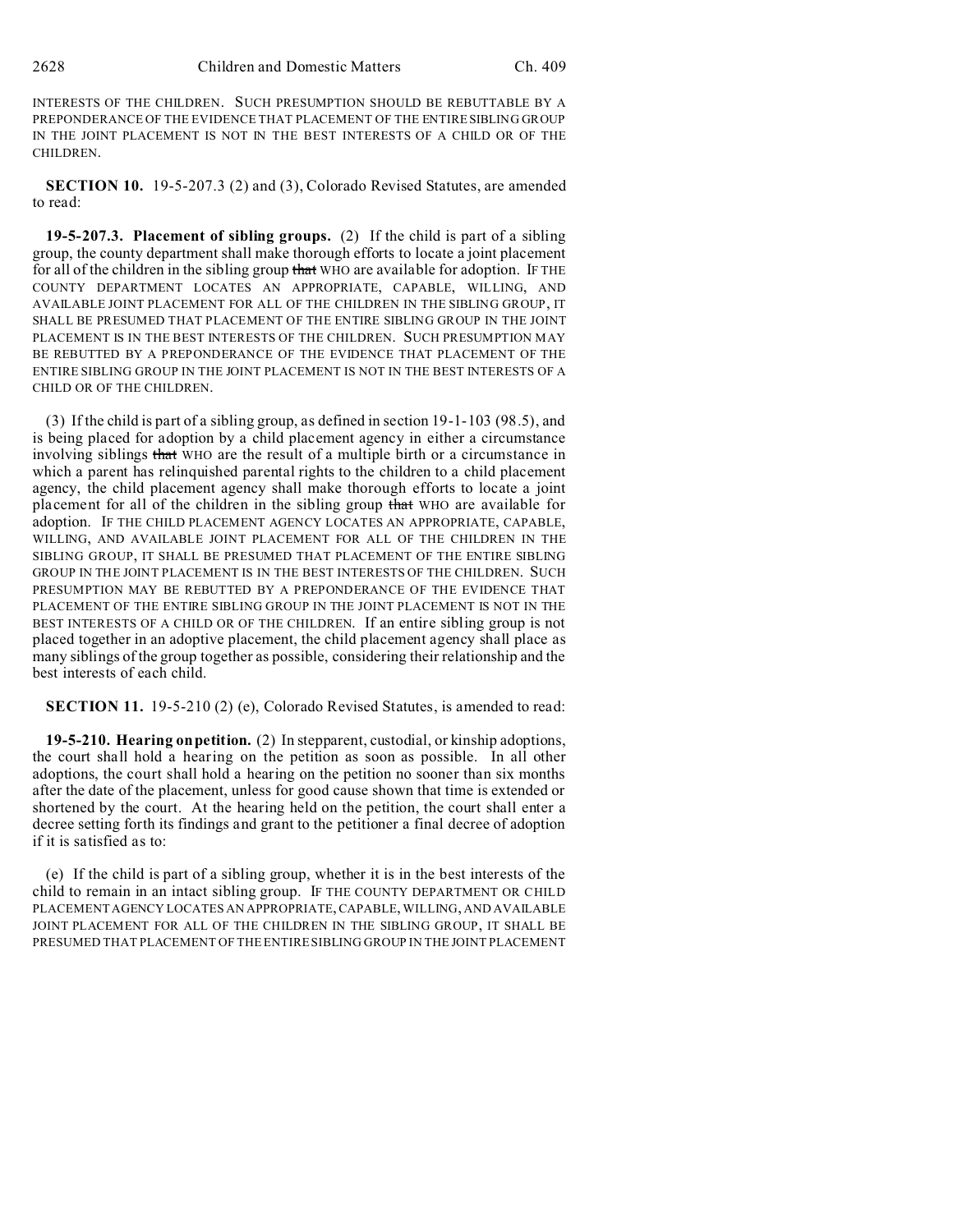INTERESTS OF THE CHILDREN. SUCH PRESUMPTION SHOULD BE REBUTTABLE BY A PREPONDERANCE OF THE EVIDENCE THAT PLACEMENT OF THE ENTIRE SIBLING GROUP IN THE JOINT PLACEMENT IS NOT IN THE BEST INTERESTS OF A CHILD OR OF THE CHILDREN.

**SECTION 10.** 19-5-207.3 (2) and (3), Colorado Revised Statutes, are amended to read:

**19-5-207.3. Placement of sibling groups.** (2) If the child is part of a sibling group, the county department shall make thorough efforts to locate a joint placement for all of the children in the sibling group ~~that~~ WHO are available for adoption. IF THE COUNTY DEPARTMENT LOCATES AN APPROPRIATE, CAPABLE, WILLING, AND AVAILABLE JOINT PLACEMENT FOR ALL OF THE CHILDREN IN THE SIBLING GROUP, IT SHALL BE PRESUMED THAT PLACEMENT OF THE ENTIRE SIBLING GROUP IN THE JOINT PLACEMENT IS IN THE BEST INTERESTS OF THE CHILDREN. SUCH PRESUMPTION MAY BE REBUTTED BY A PREPONDERANCE OF THE EVIDENCE THAT PLACEMENT OF THE ENTIRE SIBLING GROUP IN THE JOINT PLACEMENT IS NOT IN THE BEST INTERESTS OF A CHILD OR OF THE CHILDREN.

(3) If the child is part of a sibling group, as defined in section 19-1-103 (98.5), and is being placed for adoption by a child placement agency in either a circumstance involving siblings ~~that~~ WHO are the result of a multiple birth or a circumstance in which a parent has relinquished parental rights to the children to a child placement agency, the child placement agency shall make thorough efforts to locate a joint placement for all of the children in the sibling group ~~that~~ WHO are available for adoption. IF THE CHILD PLACEMENT AGENCY LOCATES AN APPROPRIATE, CAPABLE, WILLING, AND AVAILABLE JOINT PLACEMENT FOR ALL OF THE CHILDREN IN THE SIBLING GROUP, IT SHALL BE PRESUMED THAT PLACEMENT OF THE ENTIRE SIBLING GROUP IN THE JOINT PLACEMENT IS IN THE BEST INTERESTS OF THE CHILDREN. SUCH PRESUMPTION MAY BE REBUTTED BY A PREPONDERANCE OF THE EVIDENCE THAT PLACEMENT OF THE ENTIRE SIBLING GROUP IN THE JOINT PLACEMENT IS NOT IN THE BEST INTERESTS OF A CHILD OR OF THE CHILDREN. If an entire sibling group is not placed together in an adoptive placement, the child placement agency shall place as many siblings of the group together as possible, considering their relationship and the best interests of each child.

**SECTION 11.** 19-5-210 (2) (e), Colorado Revised Statutes, is amended to read:

**19-5-210. Hearing on petition.** (2) In stepparent, custodial, or kinship adoptions, the court shall hold a hearing on the petition as soon as possible. In all other adoptions, the court shall hold a hearing on the petition no sooner than six months after the date of the placement, unless for good cause shown that time is extended or shortened by the court. At the hearing held on the petition, the court shall enter a decree setting forth its findings and grant to the petitioner a final decree of adoption if it is satisfied as to:

(e) If the child is part of a sibling group, whether it is in the best interests of the child to remain in an intact sibling group. IF THE COUNTY DEPARTMENT OR CHILD PLACEMENT AGENCY LOCATES AN APPROPRIATE, CAPABLE, WILLING, AND AVAILABLE JOINT PLACEMENT FOR ALL OF THE CHILDREN IN THE SIBLING GROUP, IT SHALL BE PRESUMED THAT PLACEMENT OF THE ENTIRE SIBLING GROUP IN THE JOINT PLACEMENT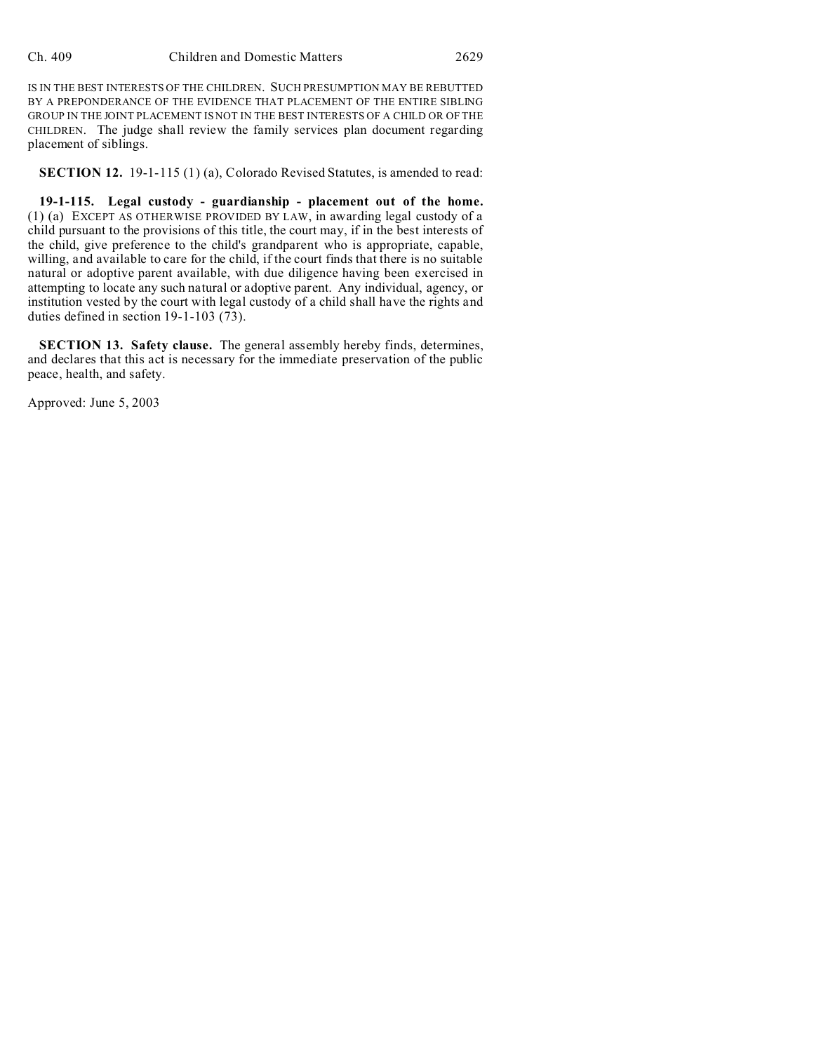IS IN THE BEST INTERESTS OF THE CHILDREN. SUCH PRESUMPTION MAY BE REBUTTED BY A PREPONDERANCE OF THE EVIDENCE THAT PLACEMENT OF THE ENTIRE SIBLING GROUP IN THE JOINT PLACEMENT IS NOT IN THE BEST INTERESTS OF A CHILD OR OF THE CHILDREN. The judge shall review the family services plan document regarding placement of siblings.

**SECTION 12.** 19-1-115 (1) (a), Colorado Revised Statutes, is amended to read:

**19-1-115. Legal custody - guardianship - placement out of the home.** (1) (a) EXCEPT AS OTHERWISE PROVIDED BY LAW, in awarding legal custody of a child pursuant to the provisions of this title, the court may, if in the best interests of the child, give preference to the child's grandparent who is appropriate, capable, willing, and available to care for the child, if the court finds that there is no suitable natural or adoptive parent available, with due diligence having been exercised in attempting to locate any such natural or adoptive parent. Any individual, agency, or institution vested by the court with legal custody of a child shall have the rights and duties defined in section 19-1-103 (73).

**SECTION 13. Safety clause.** The general assembly hereby finds, determines, and declares that this act is necessary for the immediate preservation of the public peace, health, and safety.

Approved: June 5, 2003